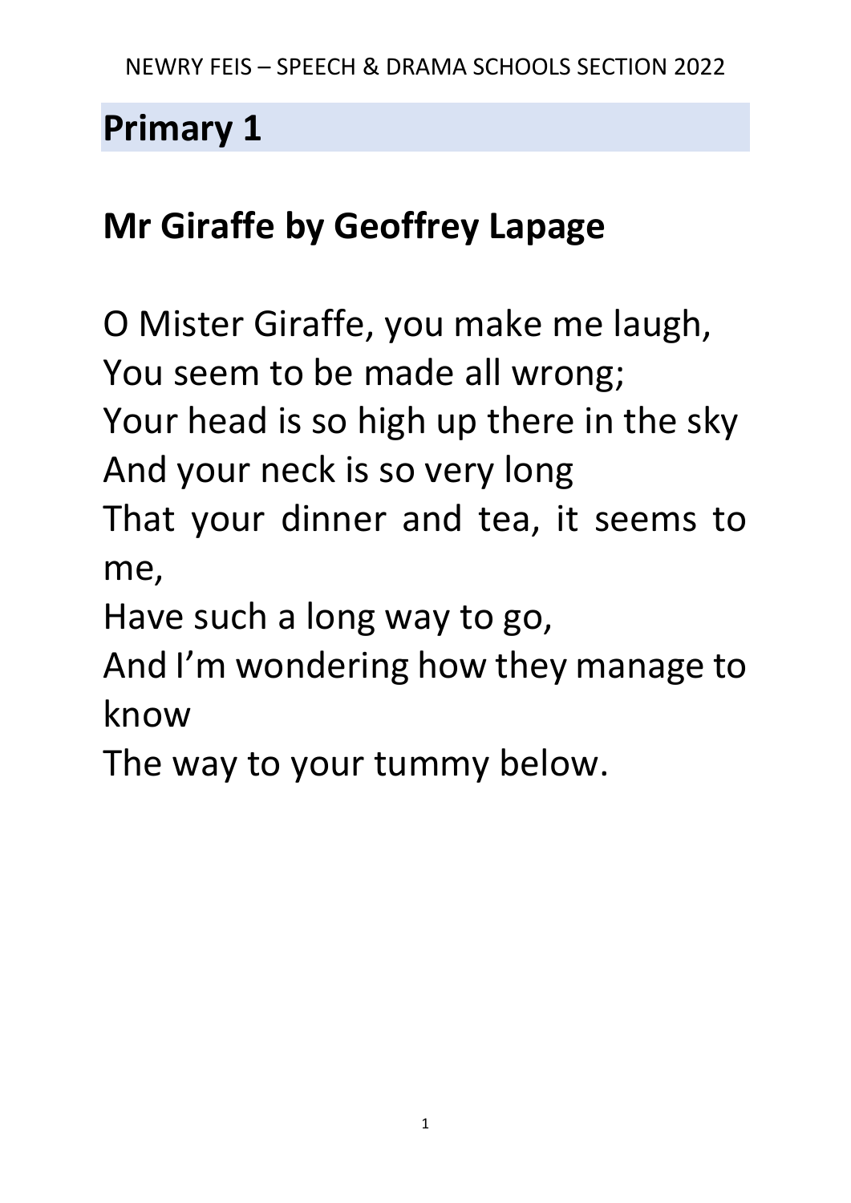## Primary 1

## Mr Giraffe by Geoffrey Lapage

O Mister Giraffe, you make me laugh,  
You seem to be made all wrong;  
Your head is so high up there in the sky  
And your neck is so very long  
That your dinner and tea, it seems to me,  
Have such a long way to go,  
And I'm wondering how they manage to know  
The way to your tummy below.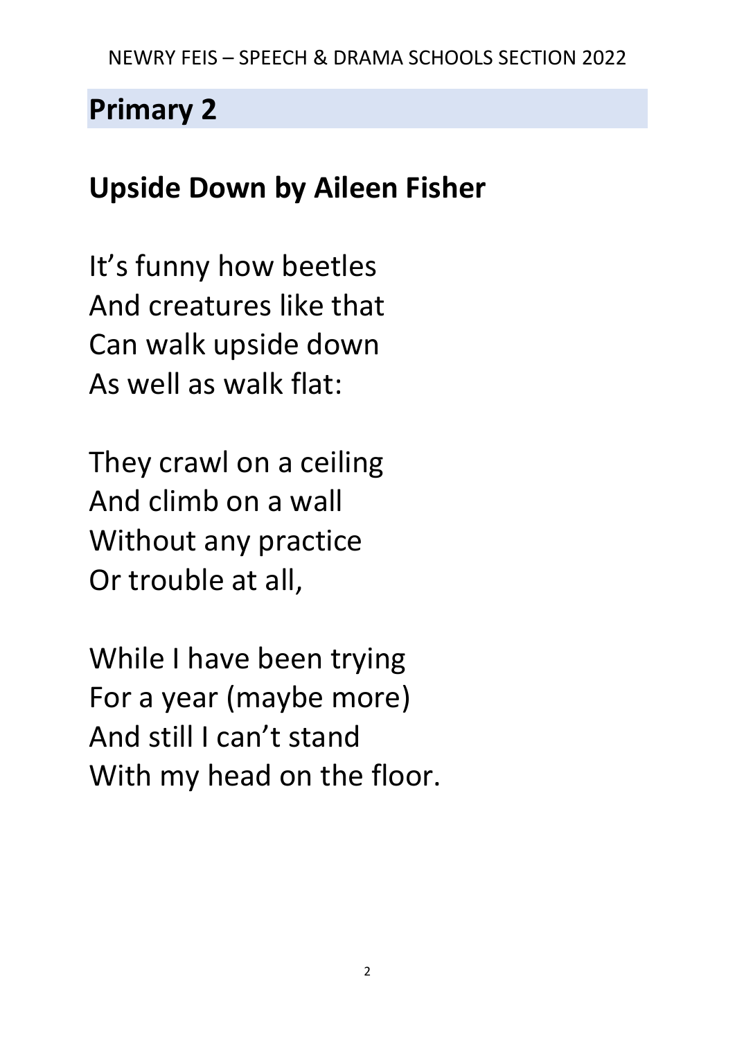## Primary 2

## Upside Down by Aileen Fisher

It's funny how beetles  
And creatures like that  
Can walk upside down  
As well as walk flat:

They crawl on a ceiling  
And climb on a wall  
Without any practice  
Or trouble at all,

While I have been trying  
For a year (maybe more)  
And still I can't stand  
With my head on the floor.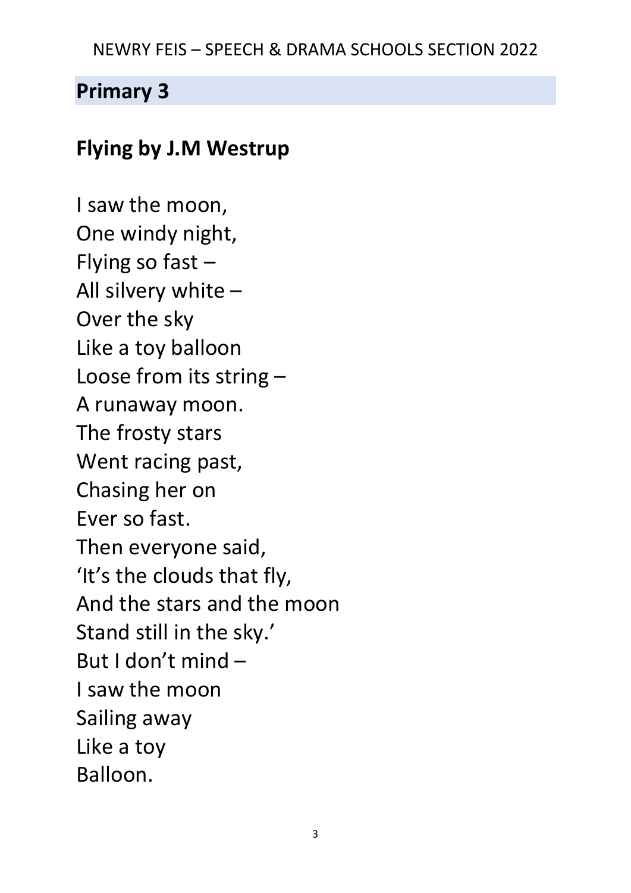## Primary 3

## Flying by J.M Westrup

I saw the moon,
One windy night,
Flying so fast –
All silvery white –
Over the sky
Like a toy balloon
Loose from its string –
A runaway moon.
The frosty stars
Went racing past,
Chasing her on
Ever so fast.
Then everyone said,
'It's the clouds that fly,
And the stars and the moon
Stand still in the sky.'
But I don't mind –
I saw the moon
Sailing away
Like a toy
Balloon.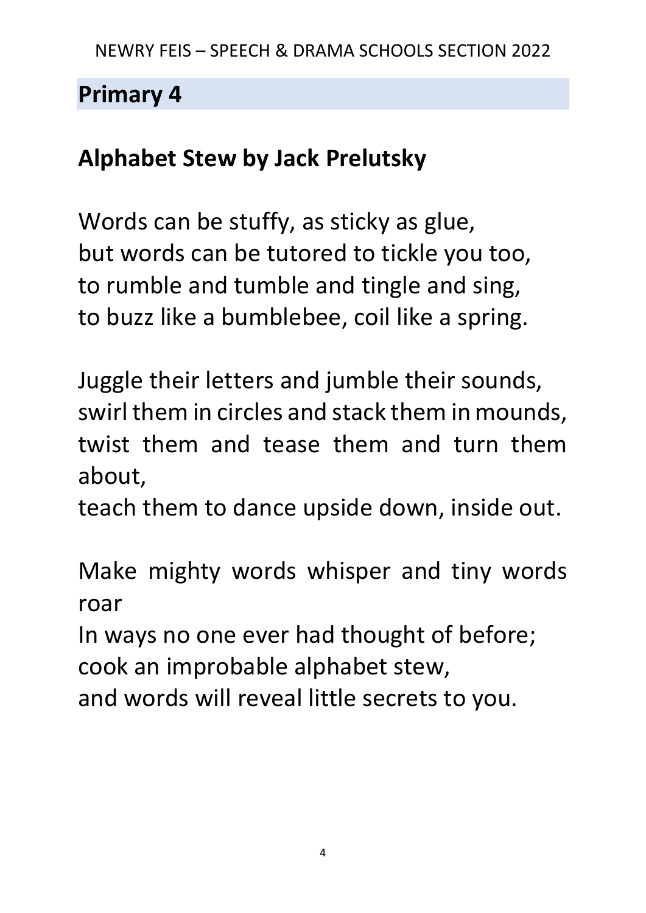## Primary 4

### Alphabet Stew by Jack Prelutsky

Words can be stuffy, as sticky as glue,
but words can be tutored to tickle you too,
to rumble and tumble and tingle and sing,
to buzz like a bumblebee, coil like a spring.

Juggle their letters and jumble their sounds,
swirl them in circles and stack them in mounds,
twist them and tease them and turn them about,
teach them to dance upside down, inside out.

Make mighty words whisper and tiny words roar
In ways no one ever had thought of before;
cook an improbable alphabet stew,
and words will reveal little secrets to you.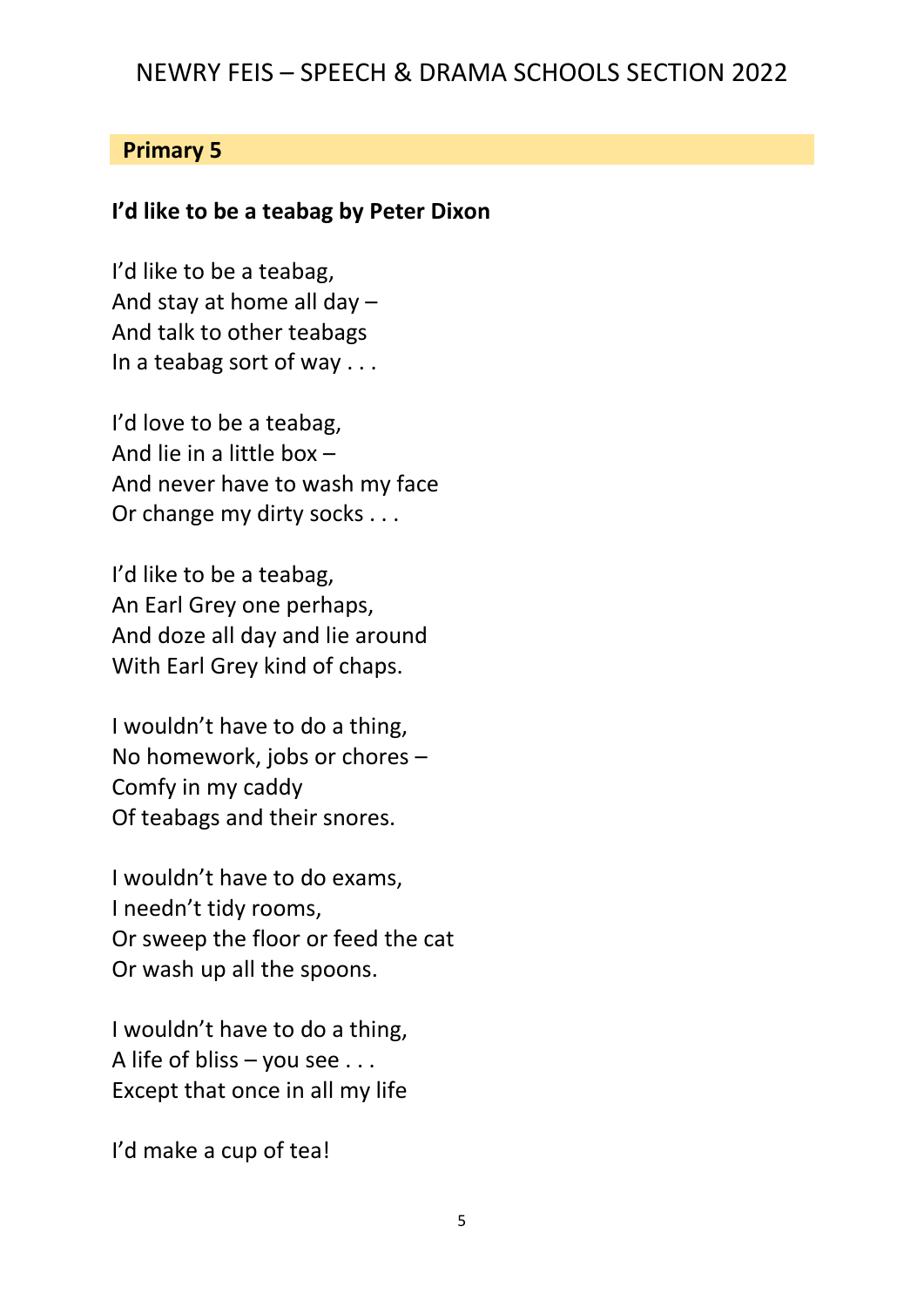## Primary 5

**I'd like to be a teabag by Peter Dixon**

I'd like to be a teabag,  
And stay at home all day –  
And talk to other teabags  
In a teabag sort of way . . .

I'd love to be a teabag,  
And lie in a little box –  
And never have to wash my face  
Or change my dirty socks . . .

I'd like to be a teabag,  
An Earl Grey one perhaps,  
And doze all day and lie around  
With Earl Grey kind of chaps.

I wouldn't have to do a thing,  
No homework, jobs or chores –  
Comfy in my caddy  
Of teabags and their snores.

I wouldn't have to do exams,  
I needn't tidy rooms,  
Or sweep the floor or feed the cat  
Or wash up all the spoons.

I wouldn't have to do a thing,  
A life of bliss – you see . . .  
Except that once in all my life

I'd make a cup of tea!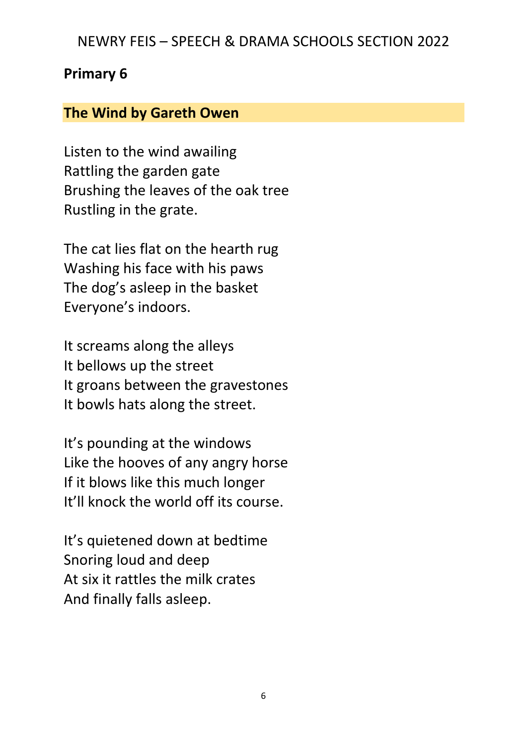## Primary 6

### The Wind by Gareth Owen

Listen to the wind awailing
Rattling the garden gate
Brushing the leaves of the oak tree
Rustling in the grate.

The cat lies flat on the hearth rug
Washing his face with his paws
The dog's asleep in the basket
Everyone's indoors.

It screams along the alleys
It bellows up the street
It groans between the gravestones
It bowls hats along the street.

It's pounding at the windows
Like the hooves of any angry horse
If it blows like this much longer
It'll knock the world off its course.

It's quietened down at bedtime
Snoring loud and deep
At six it rattles the milk crates
And finally falls asleep.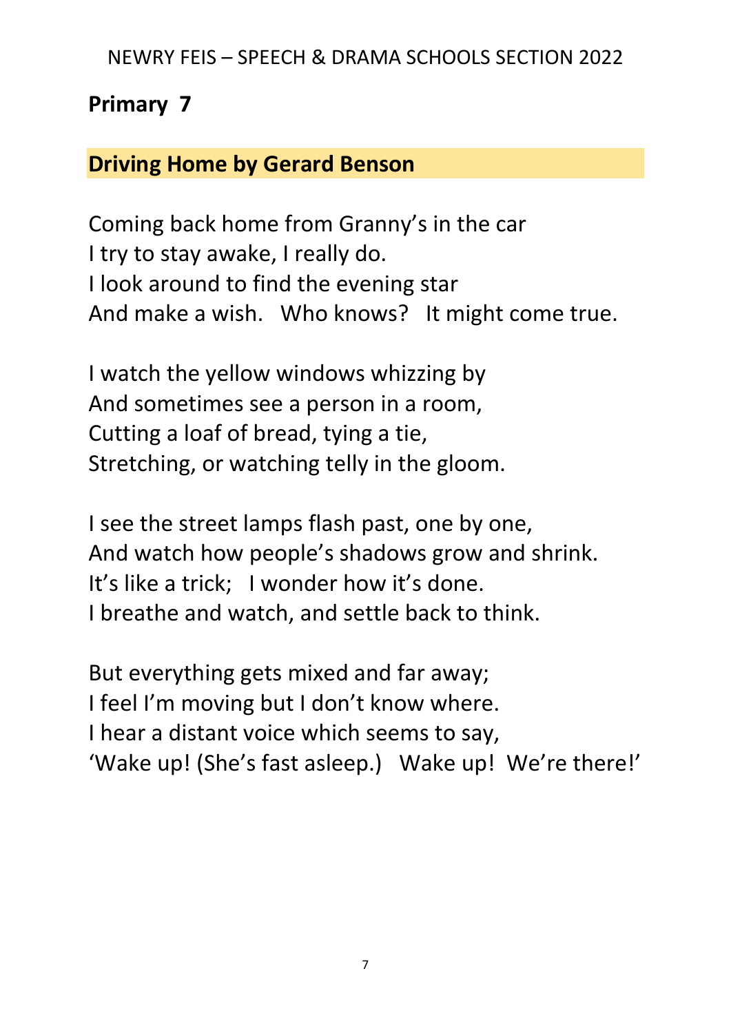NEWRY FEIS – SPEECH & DRAMA SCHOOLS SECTION 2022

## Primary 7

### Driving Home by Gerard Benson

Coming back home from Granny's in the car  
I try to stay awake, I really do.  
I look around to find the evening star  
And make a wish. Who knows? It might come true.

I watch the yellow windows whizzing by  
And sometimes see a person in a room,  
Cutting a loaf of bread, tying a tie,  
Stretching, or watching telly in the gloom.

I see the street lamps flash past, one by one,  
And watch how people's shadows grow and shrink.  
It's like a trick; I wonder how it's done.  
I breathe and watch, and settle back to think.

But everything gets mixed and far away;  
I feel I'm moving but I don't know where.  
I hear a distant voice which seems to say,  
'Wake up! (She's fast asleep.) Wake up! We're there!'